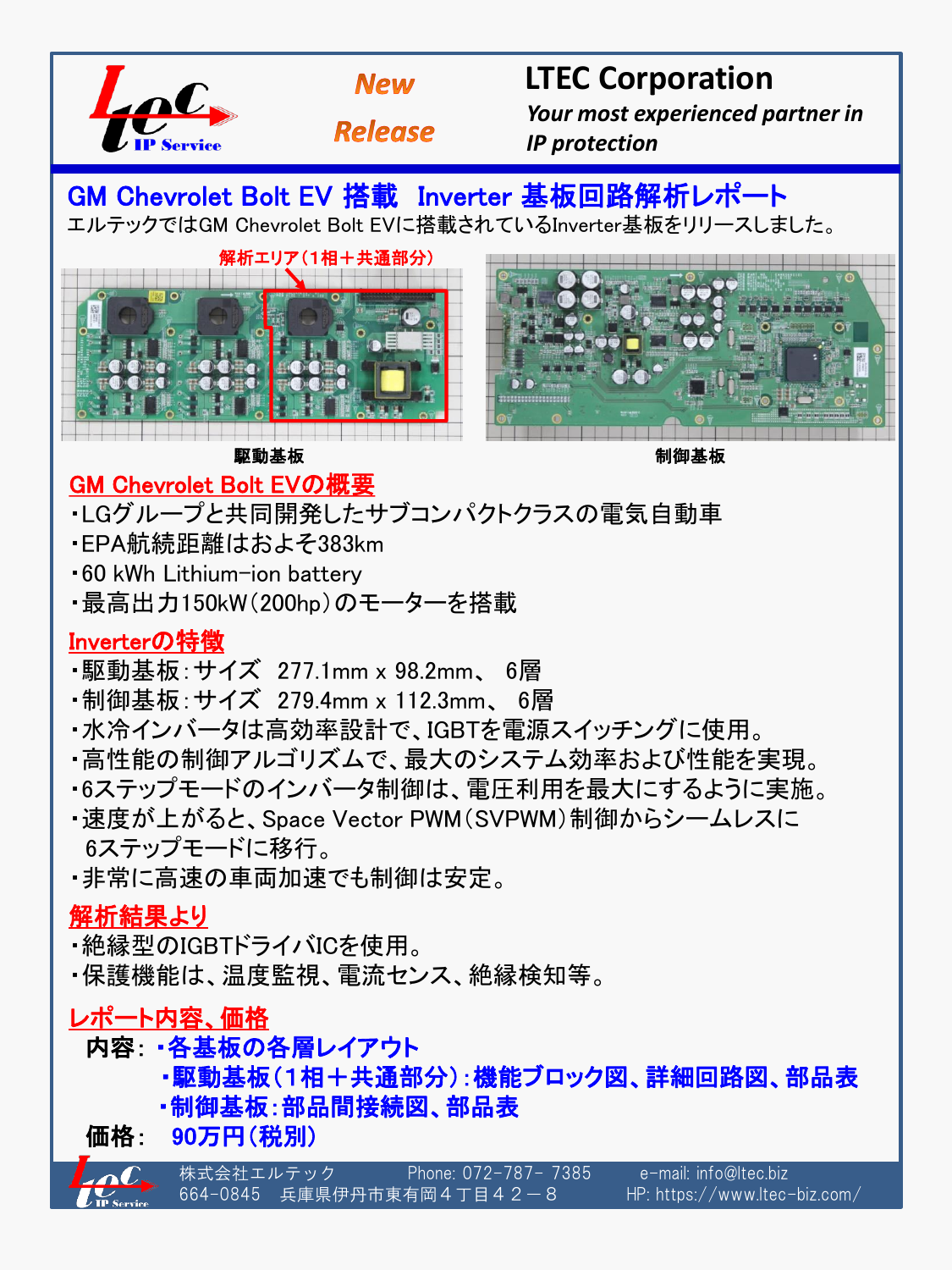**New Release**

# LTEC Corporation

*Your most experienced partner in IP protection*

## GM Chevrolet Bolt EV 搭載 Inverter 基板回路解析レポート

エルテックではGM Chevrolet Bolt EVに搭載されているInverter基板をリリースしました。

解析エリア（1相＋共通部分）

駆動基板　　　制御基板

### GM Chevrolet Bolt EVの概要

- LGグループと共同開発したサブコンパクトクラスの電気自動車
- EPA航続距離はおよそ383km
- 60 kWh Lithium-ion battery
- 最高出力150kW（200hp）のモーターを搭載

### Inverterの特徴

- 駆動基板：サイズ　277.1mm x 98.2mm、 6層
- 制御基板：サイズ　279.4mm x 112.3mm、 6層
- 水冷インバータは高効率設計で、IGBTを電源スイッチングに使用。
- 高性能の制御アルゴリズムで、最大のシステム効率および性能を実現。
- 6ステップモードのインバータ制御は、電圧利用を最大にするように実施。
- 速度が上がると、Space Vector PWM（SVPWM）制御からシームレスに6ステップモードに移行。
- 非常に高速の車両加速でも制御は安定。

### 解析結果より

- 絶縁型のIGBTドライバICを使用。
- 保護機能は、温度監視、電流センス、絶縁検知等。

### レポート内容、価格

**内容：**
- **各基板の各層レイアウト**
- **駆動基板（1相＋共通部分）：機能ブロック図、詳細回路図、部品表**
- **制御基板：部品間接続図、部品表**

**価格：　90万円（税別）**

株式会社エルテック　Phone: 072-787- 7385　e-mail: info@ltec.biz
664-0845　兵庫県伊丹市東有岡４丁目４２－８　HP: https://www.ltec-biz.com/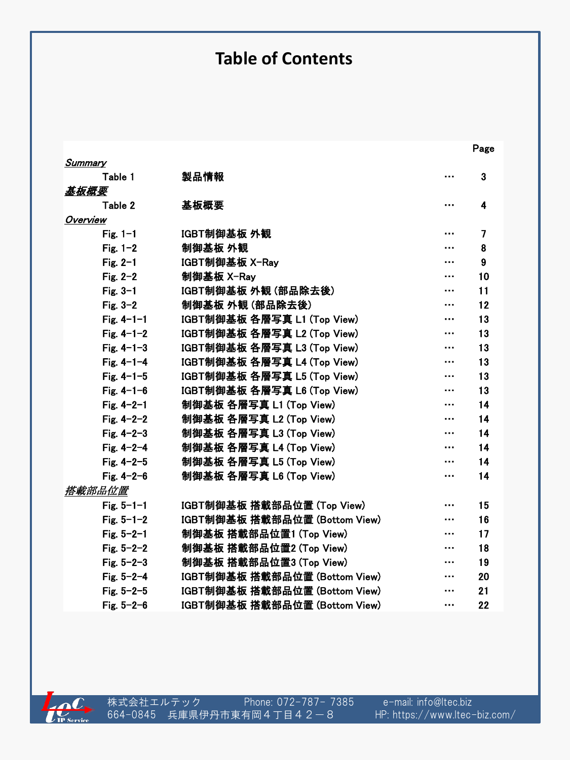# Table of Contents

| | | | | Page |
|---|---|---|---|---|
| ***Summary*** | | | | |
| | Table 1 | 製品情報 | ··· | 3 |
| ***基板概要*** | | | | |
| | Table 2 | 基板概要 | ··· | 4 |
| ***Overview*** | | | | |
| | Fig. 1-1 | IGBT制御基板 外観 | ··· | 7 |
| | Fig. 1-2 | 制御基板 外観 | ··· | 8 |
| | Fig. 2-1 | IGBT制御基板 X-Ray | ··· | 9 |
| | Fig. 2-2 | 制御基板 X-Ray | ··· | 10 |
| | Fig. 3-1 | IGBT制御基板 外観 (部品除去後) | ··· | 11 |
| | Fig. 3-2 | 制御基板 外観 (部品除去後) | ··· | 12 |
| | Fig. 4-1-1 | IGBT制御基板 各層写真 L1 (Top View) | ··· | 13 |
| | Fig. 4-1-2 | IGBT制御基板 各層写真 L2 (Top View) | ··· | 13 |
| | Fig. 4-1-3 | IGBT制御基板 各層写真 L3 (Top View) | ··· | 13 |
| | Fig. 4-1-4 | IGBT制御基板 各層写真 L4 (Top View) | ··· | 13 |
| | Fig. 4-1-5 | IGBT制御基板 各層写真 L5 (Top View) | ··· | 13 |
| | Fig. 4-1-6 | IGBT制御基板 各層写真 L6 (Top View) | ··· | 13 |
| | Fig. 4-2-1 | 制御基板 各層写真 L1 (Top View) | ··· | 14 |
| | Fig. 4-2-2 | 制御基板 各層写真 L2 (Top View) | ··· | 14 |
| | Fig. 4-2-3 | 制御基板 各層写真 L3 (Top View) | ··· | 14 |
| | Fig. 4-2-4 | 制御基板 各層写真 L4 (Top View) | ··· | 14 |
| | Fig. 4-2-5 | 制御基板 各層写真 L5 (Top View) | ··· | 14 |
| | Fig. 4-2-6 | 制御基板 各層写真 L6 (Top View) | ··· | 14 |
| ***搭載部品位置*** | | | | |
| | Fig. 5-1-1 | IGBT制御基板 搭載部品位置 (Top View) | ··· | 15 |
| | Fig. 5-1-2 | IGBT制御基板 搭載部品位置 (Bottom View) | ··· | 16 |
| | Fig. 5-2-1 | 制御基板 搭載部品位置1 (Top View) | ··· | 17 |
| | Fig. 5-2-2 | 制御基板 搭載部品位置2 (Top View) | ··· | 18 |
| | Fig. 5-2-3 | 制御基板 搭載部品位置3 (Top View) | ··· | 19 |
| | Fig. 5-2-4 | IGBT制御基板 搭載部品位置 (Bottom View) | ··· | 20 |
| | Fig. 5-2-5 | IGBT制御基板 搭載部品位置 (Bottom View) | ··· | 21 |
| | Fig. 5-2-6 | IGBT制御基板 搭載部品位置 (Bottom View) | ··· | 22 |

株式会社エルテック　Phone: 072-787- 7385　e-mail: info@ltec.biz
664-0845　兵庫県伊丹市東有岡４丁目４２－８　HP: https://www.ltec-biz.com/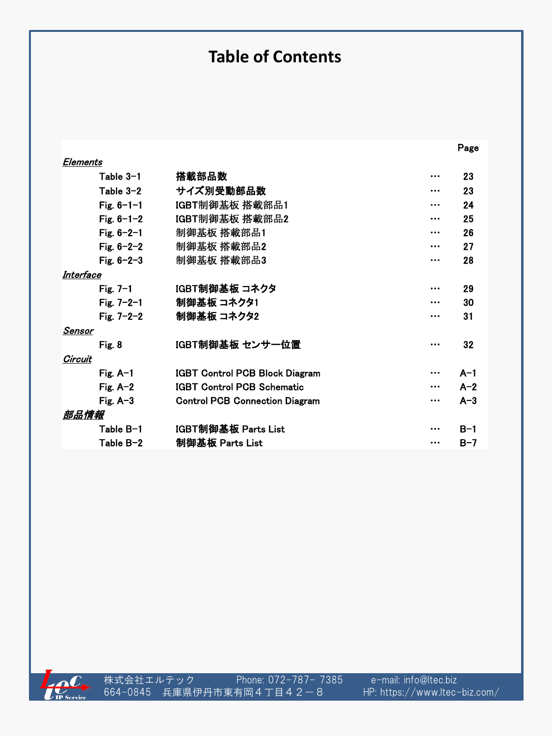# Table of Contents

| | | | | Page |
|---|---|---|---|---|
| ***Elements*** | | | | |
| | Table 3-1 | **搭載部品数** | … | 23 |
| | Table 3-2 | **サイズ別受動部品数** | … | 23 |
| | Fig. 6-1-1 | IGBT制御基板 搭載部品1 | … | 24 |
| | Fig. 6-1-2 | IGBT制御基板 搭載部品2 | … | 25 |
| | Fig. 6-2-1 | 制御基板 搭載部品1 | … | 26 |
| | Fig. 6-2-2 | 制御基板 搭載部品2 | … | 27 |
| | Fig. 6-2-3 | 制御基板 搭載部品3 | … | 28 |
| ***Interface*** | | | | |
| | Fig. 7-1 | **IGBT制御基板 コネクタ** | … | 29 |
| | Fig. 7-2-1 | **制御基板 コネクタ1** | … | 30 |
| | Fig. 7-2-2 | **制御基板 コネクタ2** | … | 31 |
| ***Sensor*** | | | | |
| | Fig. 8 | **IGBT制御基板 センサー位置** | … | 32 |
| ***Circuit*** | | | | |
| | Fig. A-1 | IGBT Control PCB Block Diagram | … | A-1 |
| | Fig. A-2 | IGBT Control PCB Schematic | … | A-2 |
| | Fig. A-3 | Control PCB Connection Diagram | … | A-3 |
| ***部品情報*** | | | | |
| | Table B-1 | IGBT制御基板 Parts List | … | B-1 |
| | Table B-2 | **制御基板** Parts List | … | B-7 |

株式会社エルテック　Phone: 072-787- 7385　e-mail: info@ltec.biz
664-0845　兵庫県伊丹市東有岡４丁目４２－８　HP: https://www.ltec-biz.com/